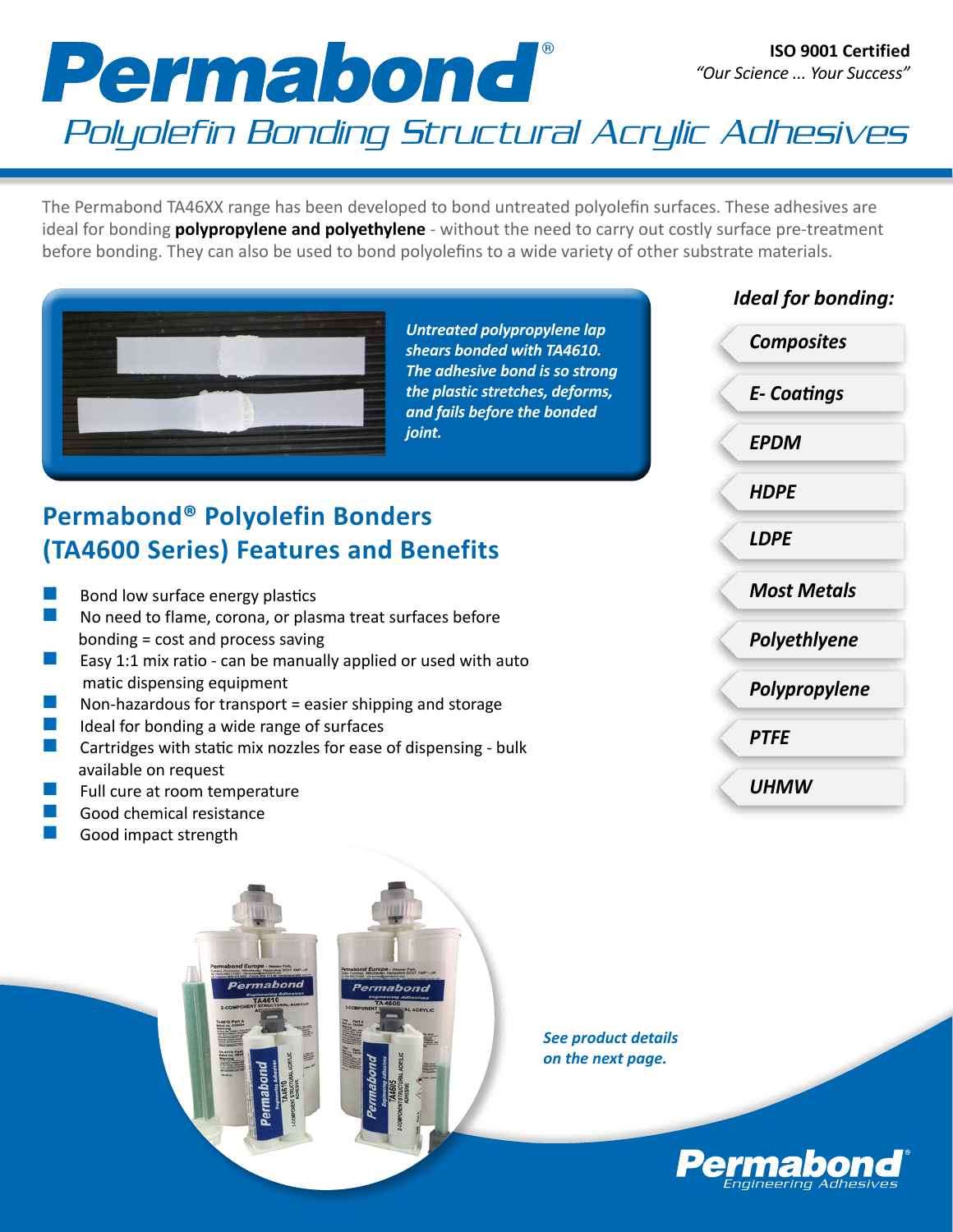# Permabond®

**ISO 9001 Certified**
*"Our Science ... Your Success"*

## Polyolefin Bonding Structural Acrylic Adhesives

The Permabond TA46XX range has been developed to bond untreated polyolefin surfaces. These adhesives are ideal for bonding **polypropylene and polyethylene** - without the need to carry out costly surface pre-treatment before bonding. They can also be used to bond polyolefins to a wide variety of other substrate materials.

***Untreated polypropylene lap shears bonded with TA4610. The adhesive bond is so strong the plastic stretches, deforms, and fails before the bonded joint.***

### *Ideal for bonding:*

- ***Composites***
- ***E- Coatings***
- ***EPDM***
- ***HDPE***
- ***LDPE***
- ***Most Metals***
- ***Polyethlyene***
- ***Polypropylene***
- ***PTFE***
- ***UHMW***

## Permabond® Polyolefin Bonders (TA4600 Series) Features and Benefits

- Bond low surface energy plastics
- No need to flame, corona, or plasma treat surfaces before bonding = cost and process saving
- Easy 1:1 mix ratio - can be manually applied or used with auto matic dispensing equipment
- Non-hazardous for transport = easier shipping and storage
- Ideal for bonding a wide range of surfaces
- Cartridges with static mix nozzles for ease of dispensing - bulk available on request
- Full cure at room temperature
- Good chemical resistance
- Good impact strength

***See product details on the next page.***

**Permabond®** *Engineering Adhesives*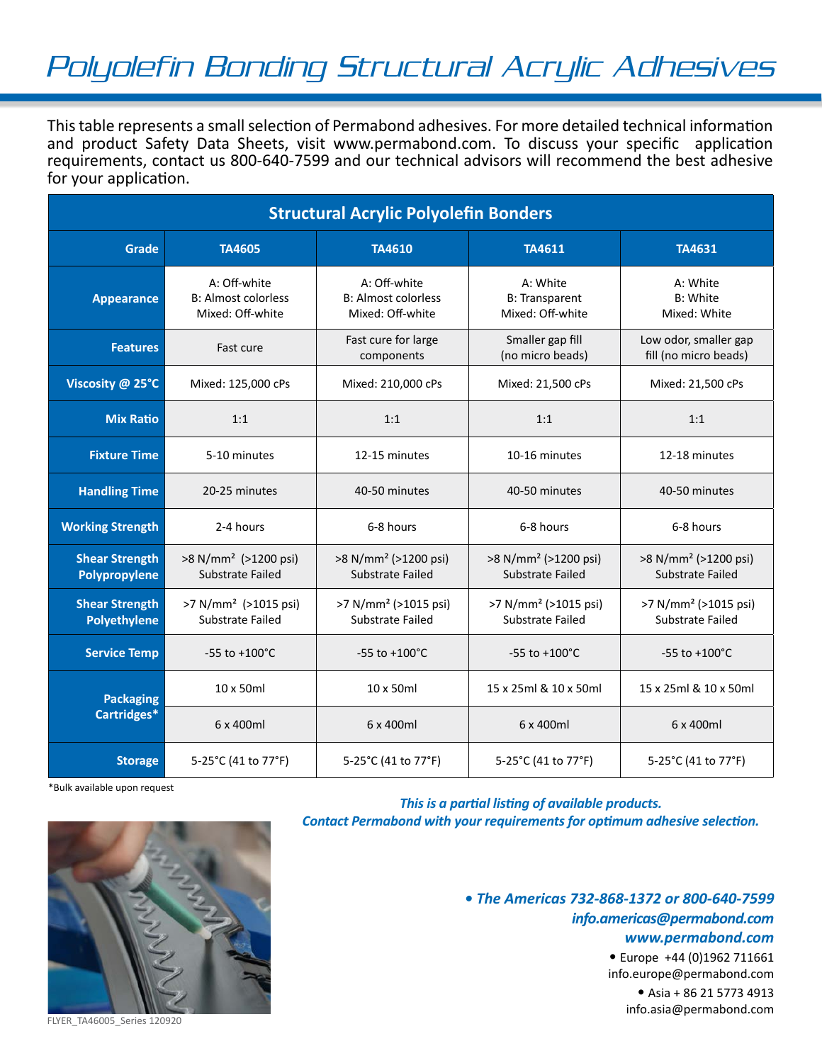# Polyolefin Bonding Structural Acrylic Adhesives

This table represents a small selection of Permabond adhesives. For more detailed technical information and product Safety Data Sheets, visit www.permabond.com. To discuss your specific application requirements, contact us 800-640-7599 and our technical advisors will recommend the best adhesive for your application.

| Structural Acrylic Polyolefin Bonders | | | | |
|---|---|---|---|---|
| **Grade** | **TA4605** | **TA4610** | **TA4611** | **TA4631** |
| **Appearance** | A: Off-white<br>B: Almost colorless<br>Mixed: Off-white | A: Off-white<br>B: Almost colorless<br>Mixed: Off-white | A: White<br>B: Transparent<br>Mixed: Off-white | A: White<br>B: White<br>Mixed: White |
| **Features** | Fast cure | Fast cure for large components | Smaller gap fill (no micro beads) | Low odor, smaller gap fill (no micro beads) |
| **Viscosity @ 25°C** | Mixed: 125,000 cPs | Mixed: 210,000 cPs | Mixed: 21,500 cPs | Mixed: 21,500 cPs |
| **Mix Ratio** | 1:1 | 1:1 | 1:1 | 1:1 |
| **Fixture Time** | 5-10 minutes | 12-15 minutes | 10-16 minutes | 12-18 minutes |
| **Handling Time** | 20-25 minutes | 40-50 minutes | 40-50 minutes | 40-50 minutes |
| **Working Strength** | 2-4 hours | 6-8 hours | 6-8 hours | 6-8 hours |
| **Shear Strength Polypropylene** | >8 N/mm² (>1200 psi)<br>Substrate Failed | >8 N/mm² (>1200 psi)<br>Substrate Failed | >8 N/mm² (>1200 psi)<br>Substrate Failed | >8 N/mm² (>1200 psi)<br>Substrate Failed |
| **Shear Strength Polyethylene** | >7 N/mm² (>1015 psi)<br>Substrate Failed | >7 N/mm² (>1015 psi)<br>Substrate Failed | >7 N/mm² (>1015 psi)<br>Substrate Failed | >7 N/mm² (>1015 psi)<br>Substrate Failed |
| **Service Temp** | -55 to +100°C | -55 to +100°C | -55 to +100°C | -55 to +100°C |
| **Packaging Cartridges*** | 10 x 50ml | 10 x 50ml | 15 x 25ml & 10 x 50ml | 15 x 25ml & 10 x 50ml |
| | 6 x 400ml | 6 x 400ml | 6 x 400ml | 6 x 400ml |
| **Storage** | 5-25°C (41 to 77°F) | 5-25°C (41 to 77°F) | 5-25°C (41 to 77°F) | 5-25°C (41 to 77°F) |

*Bulk available upon request

***This is a partial listing of available products.***
***Contact Permabond with your requirements for optimum adhesive selection.***

***• The Americas 732-868-1372 or 800-640-7599***
***info.americas@permabond.com***
***www.permabond.com***

• Europe +44 (0)1962 711661
info.europe@permabond.com

• Asia + 86 21 5773 4913
info.asia@permabond.com

FLYER_TA46005_Series 120920